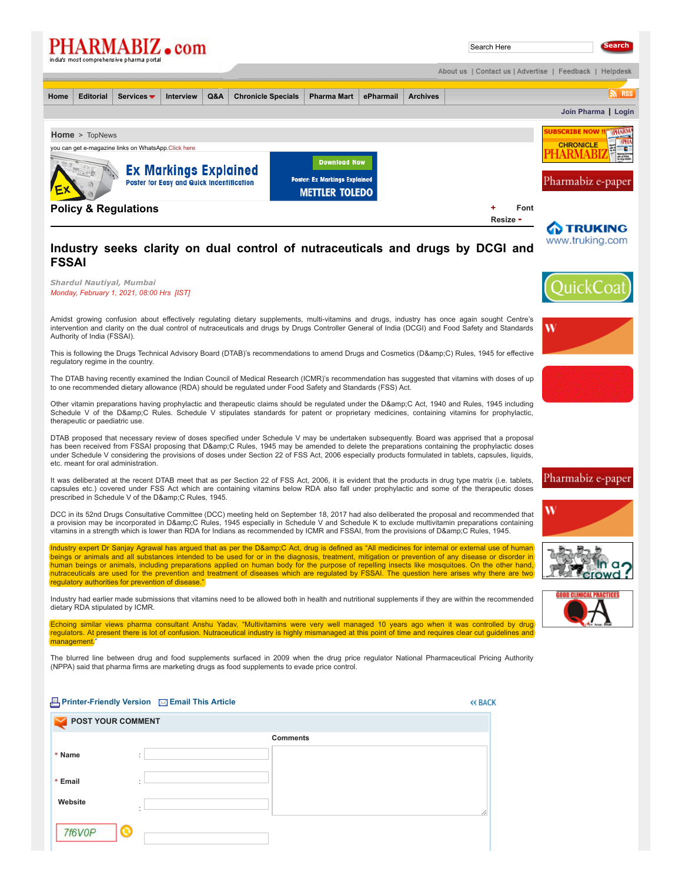Home > TopNews

you can get e-magazine links on WhatsApp.Click here

## Policy & Regulations

# Industry seeks clarity on dual control of nutraceuticals and drugs by DCGI and FSSAI

*Shardul Nautiyal, Mumbai*
*Monday, February 1, 2021, 08:00 Hrs [IST]*

Amidst growing confusion about effectively regulating dietary supplements, multi-vitamins and drugs, industry has once again sought Centre's intervention and clarity on the dual control of nutraceuticals and drugs by Drugs Controller General of India (DCGI) and Food Safety and Standards Authority of India (FSSAI).

This is following the Drugs Technical Advisory Board (DTAB)'s recommendations to amend Drugs and Cosmetics (D&amp;C) Rules, 1945 for effective regulatory regime in the country.

The DTAB having recently examined the Indian Council of Medical Research (ICMR)'s recommendation has suggested that vitamins with doses of up to one recommended dietary allowance (RDA) should be regulated under Food Safety and Standards (FSS) Act.

Other vitamin preparations having prophylactic and therapeutic claims should be regulated under the D&amp;C Act, 1940 and Rules, 1945 including Schedule V of the D&amp;C Rules. Schedule V stipulates standards for patent or proprietary medicines, containing vitamins for prophylactic, therapeutic or paediatric use.

DTAB proposed that necessary review of doses specified under Schedule V may be undertaken subsequently. Board was apprised that a proposal has been received from FSSAI proposing that D&amp;C Rules, 1945 may be amended to delete the preparations containing the prophylactic doses under Schedule V considering the provisions of doses under Section 22 of FSS Act, 2006 especially products formulated in tablets, capsules, liquids, etc. meant for oral administration.

It was deliberated at the recent DTAB meet that as per Section 22 of FSS Act, 2006, it is evident that the products in drug type matrix (i.e. tablets, capsules etc.) covered under FSS Act which are containing vitamins below RDA also fall under prophylactic and some of the therapeutic doses prescribed in Schedule V of the D&amp;C Rules, 1945.

DCC in its 52nd Drugs Consultative Committee (DCC) meeting held on September 18, 2017 had also deliberated the proposal and recommended that a provision may be incorporated in D&amp;C Rules, 1945 especially in Schedule V and Schedule K to exclude multivitamin preparations containing vitamins in a strength which is lower than RDA for Indians as recommended by ICMR and FSSAI, from the provisions of D&amp;C Rules, 1945.

Industry expert Dr Sanjay Agrawal has argued that as per the D&amp;C Act, drug is defined as "All medicines for internal or external use of human beings or animals and all substances intended to be used for or in the diagnosis, treatment, mitigation or prevention of any disease or disorder in human beings or animals, including preparations applied on human body for the purpose of repelling insects like mosquitoes. On the other hand, nutraceuticals are used for the prevention and treatment of diseases which are regulated by FSSAI. The question here arises why there are two regulatory authorities for prevention of disease."

Industry had earlier made submissions that vitamins need to be allowed both in health and nutritional supplements if they are within the recommended dietary RDA stipulated by ICMR.

Echoing similar views pharma consultant Anshu Yadav, "Multivitamins were very well managed 10 years ago when it was controlled by drug regulators. At present there is lot of confusion. Nutraceutical industry is highly mismanaged at this point of time and requires clear cut guidelines and management."

The blurred line between drug and food supplements surfaced in 2009 when the drug price regulator National Pharmaceutical Pricing Authority (NPPA) said that pharma firms are marketing drugs as food supplements to evade price control.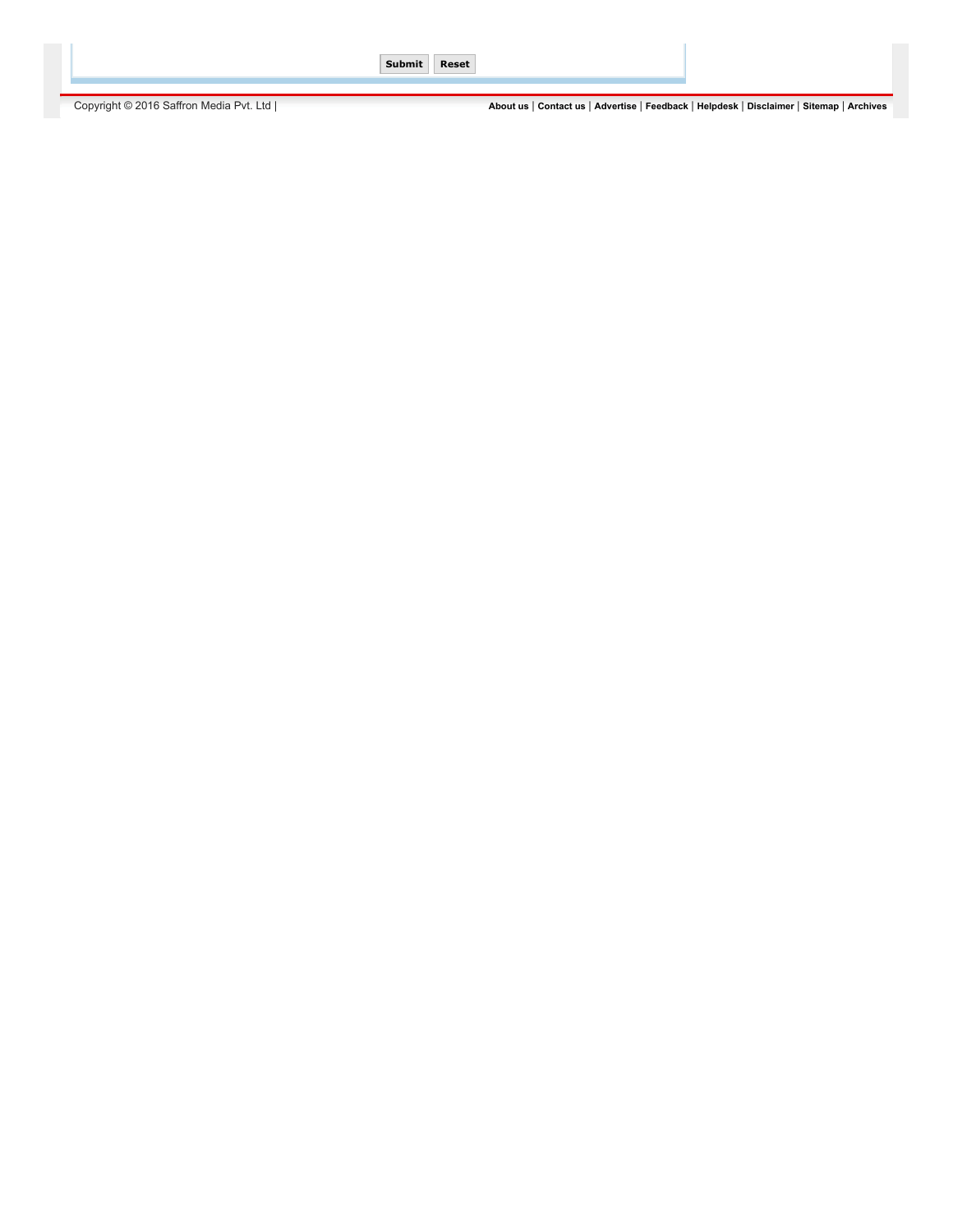Submit Reset

Copyright © 2016 Saffron Media Pvt. Ltd |

**About us** | **Contact us** | **Advertise** | **Feedback** | **Helpdesk** | **Disclaimer** | **Sitemap** | **Archives**